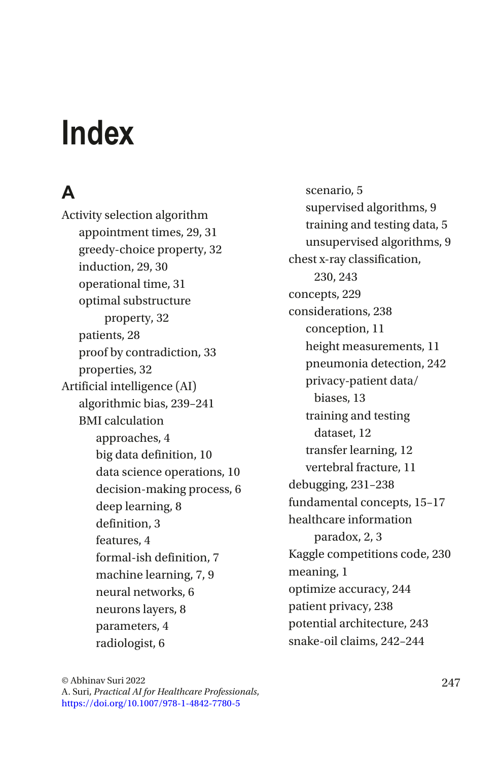# Index

## A

Activity selection algorithm
- appointment times, 29, 31
- greedy-choice property, 32
- induction, 29, 30
- operational time, 31
- optimal substructure property, 32
- patients, 28
- proof by contradiction, 33
- properties, 32

Artificial intelligence (AI)
- algorithmic bias, 239–241
- BMI calculation
  - approaches, 4
  - big data definition, 10
  - data science operations, 10
  - decision-making process, 6
  - deep learning, 8
  - definition, 3
  - features, 4
  - formal-ish definition, 7
  - machine learning, 7, 9
  - neural networks, 6
  - neurons layers, 8
  - parameters, 4
  - radiologist, 6
  - scenario, 5
  - supervised algorithms, 9
  - training and testing data, 5
  - unsupervised algorithms, 9
- chest x-ray classification, 230, 243
- concepts, 229
- considerations, 238
  - conception, 11
  - height measurements, 11
  - pneumonia detection, 242
  - privacy-patient data/biases, 13
  - training and testing dataset, 12
  - transfer learning, 12
  - vertebral fracture, 11
- debugging, 231–238
- fundamental concepts, 15–17
- healthcare information paradox, 2, 3
- Kaggle competitions code, 230
- meaning, 1
- optimize accuracy, 244
- patient privacy, 238
- potential architecture, 243
- snake-oil claims, 242–244

© Abhinav Suri 2022
A. Suri, *Practical AI for Healthcare Professionals*,
https://doi.org/10.1007/978-1-4842-7780-5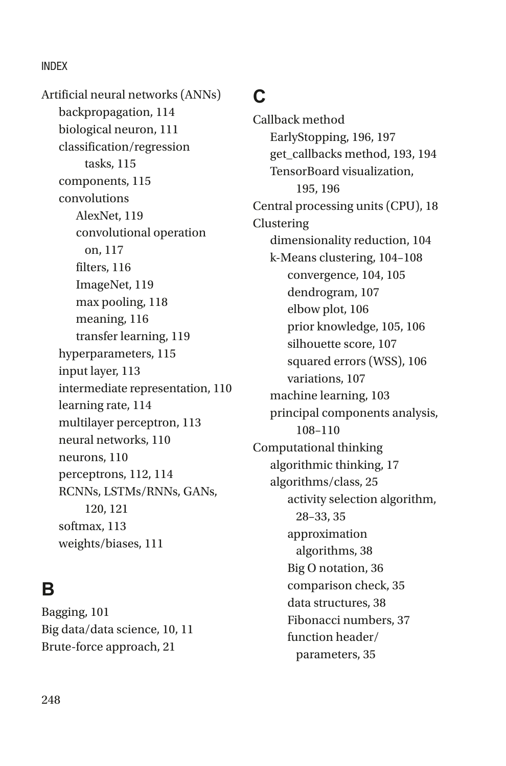Artificial neural networks (ANNs)
- backpropagation, 114
- biological neuron, 111
- classification/regression tasks, 115
- components, 115
- convolutions
  - AlexNet, 119
  - convolutional operation on, 117
  - filters, 116
  - ImageNet, 119
  - max pooling, 118
  - meaning, 116
  - transfer learning, 119
- hyperparameters, 115
- input layer, 113
- intermediate representation, 110
- learning rate, 114
- multilayer perceptron, 113
- neural networks, 110
- neurons, 110
- perceptrons, 112, 114
- RCNNs, LSTMs/RNNs, GANs, 120, 121
- softmax, 113
- weights/biases, 111

## B

Bagging, 101
Big data/data science, 10, 11
Brute-force approach, 21

## C

Callback method
- EarlyStopping, 196, 197
- get_callbacks method, 193, 194
- TensorBoard visualization, 195, 196

Central processing units (CPU), 18
Clustering
- dimensionality reduction, 104
- k-Means clustering, 104–108
  - convergence, 104, 105
  - dendrogram, 107
  - elbow plot, 106
  - prior knowledge, 105, 106
  - silhouette score, 107
  - squared errors (WSS), 106
  - variations, 107
- machine learning, 103
- principal components analysis, 108–110

Computational thinking
- algorithmic thinking, 17
- algorithms/class, 25
  - activity selection algorithm, 28–33, 35
  - approximation algorithms, 38
  - Big O notation, 36
  - comparison check, 35
  - data structures, 38
  - Fibonacci numbers, 37
  - function header/parameters, 35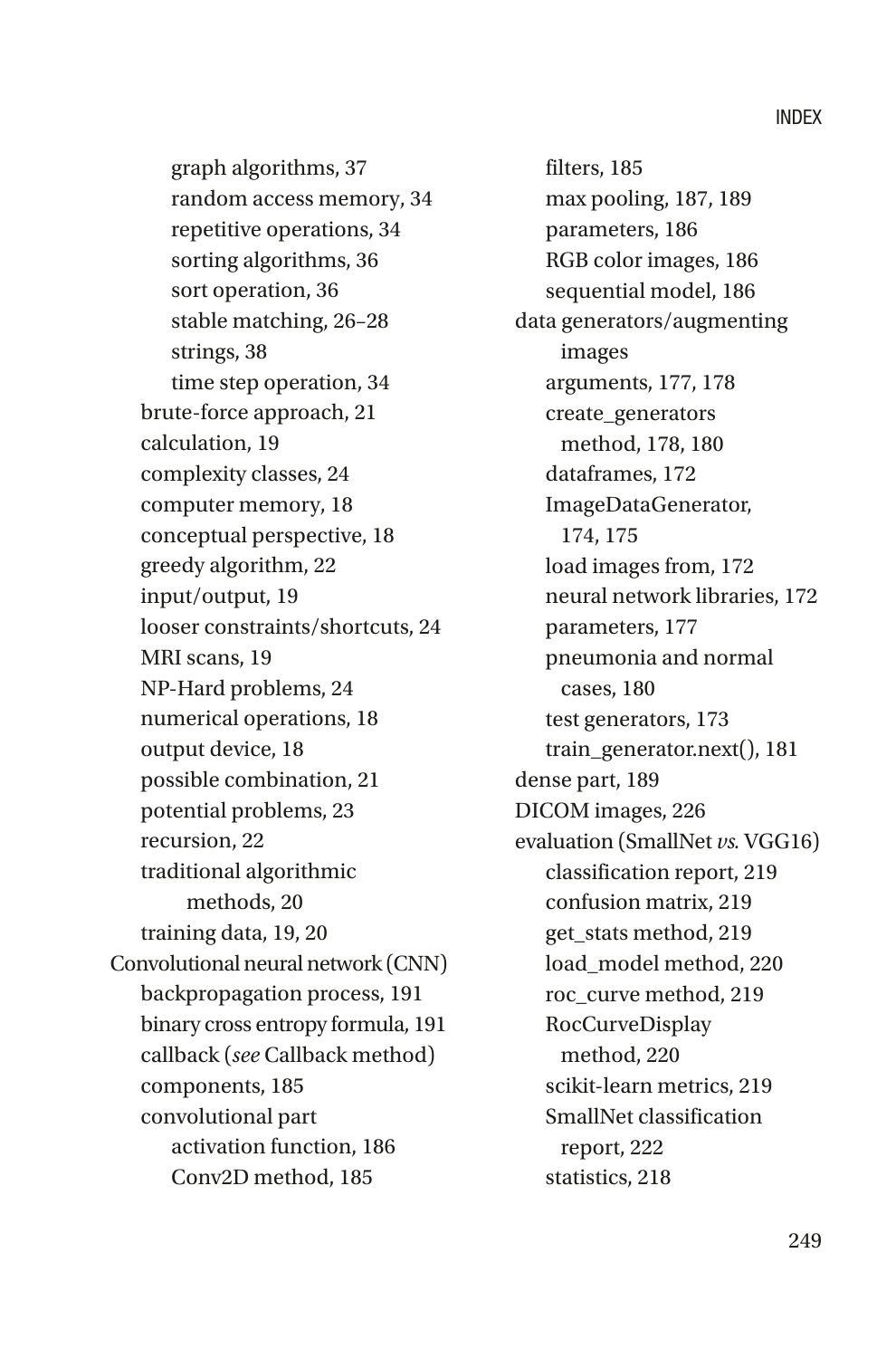- graph algorithms, 37
- random access memory, 34
- repetitive operations, 34
- sorting algorithms, 36
- sort operation, 36
- stable matching, 26–28
- strings, 38
- time step operation, 34

brute-force approach, 21
calculation, 19
complexity classes, 24
computer memory, 18
conceptual perspective, 18
greedy algorithm, 22
input/output, 19
looser constraints/shortcuts, 24
MRI scans, 19
NP-Hard problems, 24
numerical operations, 18
output device, 18
possible combination, 21
potential problems, 23
recursion, 22
traditional algorithmic methods, 20
training data, 19, 20

Convolutional neural network (CNN)
- backpropagation process, 191
- binary cross entropy formula, 191
- callback (*see* Callback method)
- components, 185
- convolutional part
  - activation function, 186
  - Conv2D method, 185
  - filters, 185
  - max pooling, 187, 189
  - parameters, 186
  - RGB color images, 186
  - sequential model, 186

data generators/augmenting images
- arguments, 177, 178
- create_generators method, 178, 180
- dataframes, 172
- ImageDataGenerator, 174, 175
- load images from, 172
- neural network libraries, 172
- parameters, 177
- pneumonia and normal cases, 180
- test generators, 173
- train_generator.next(), 181

dense part, 189

DICOM images, 226

evaluation (SmallNet *vs.* VGG16)
- classification report, 219
- confusion matrix, 219
- get_stats method, 219
- load_model method, 220
- roc_curve method, 219
- RocCurveDisplay method, 220
- scikit-learn metrics, 219
- SmallNet classification report, 222
- statistics, 218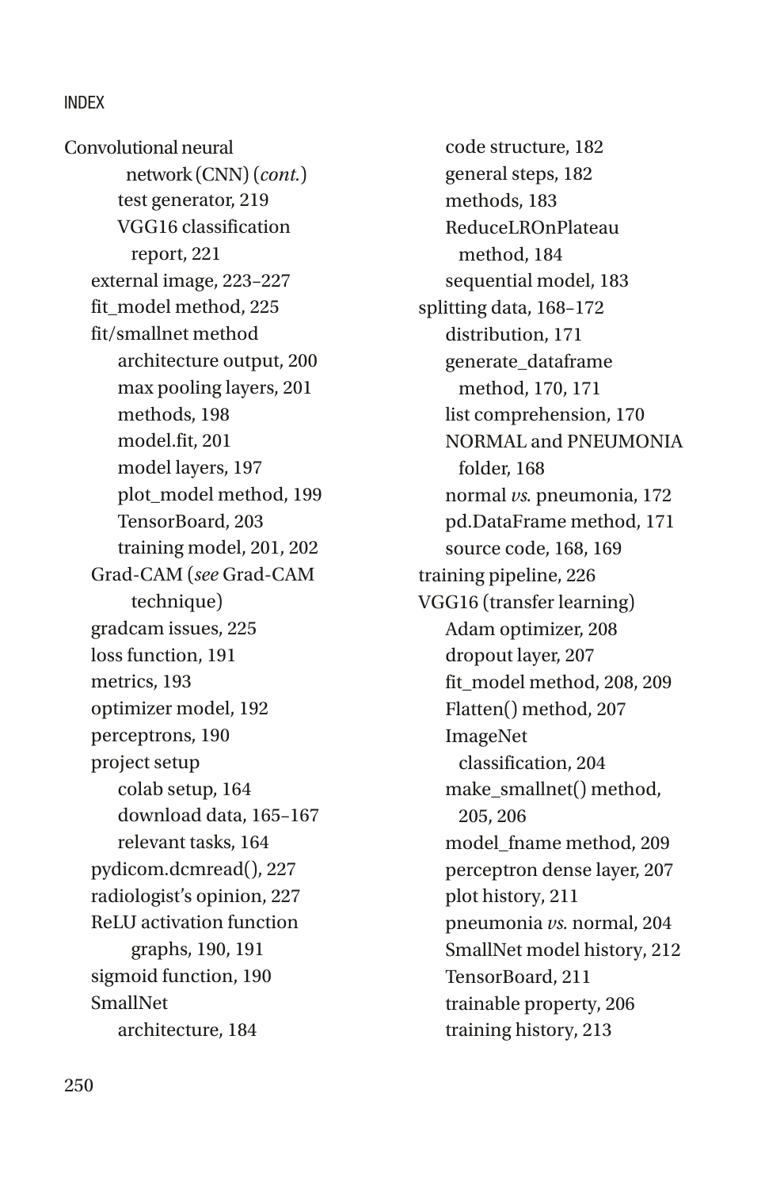Convolutional neural network (CNN) (*cont.*)
    test generator, 219
    VGG16 classification report, 221
  external image, 223–227
  fit_model method, 225
  fit/smallnet method
    architecture output, 200
    max pooling layers, 201
    methods, 198
    model.fit, 201
    model layers, 197
    plot_model method, 199
    TensorBoard, 203
    training model, 201, 202
  Grad-CAM (*see* Grad-CAM technique)
  gradcam issues, 225
  loss function, 191
  metrics, 193
  optimizer model, 192
  perceptrons, 190
  project setup
    colab setup, 164
    download data, 165–167
    relevant tasks, 164
  pydicom.dcmread(), 227
  radiologist's opinion, 227
  ReLU activation function graphs, 190, 191
  sigmoid function, 190
  SmallNet
    architecture, 184
    code structure, 182
    general steps, 182
    methods, 183
    ReduceLROnPlateau method, 184
    sequential model, 183
  splitting data, 168–172
    distribution, 171
    generate_dataframe method, 170, 171
    list comprehension, 170
    NORMAL and PNEUMONIA folder, 168
    normal *vs.* pneumonia, 172
    pd.DataFrame method, 171
    source code, 168, 169
  training pipeline, 226
  VGG16 (transfer learning)
    Adam optimizer, 208
    dropout layer, 207
    fit_model method, 208, 209
    Flatten() method, 207
    ImageNet classification, 204
    make_smallnet() method, 205, 206
    model_fname method, 209
    perceptron dense layer, 207
    plot history, 211
    pneumonia *vs.* normal, 204
    SmallNet model history, 212
    TensorBoard, 211
    trainable property, 206
    training history, 213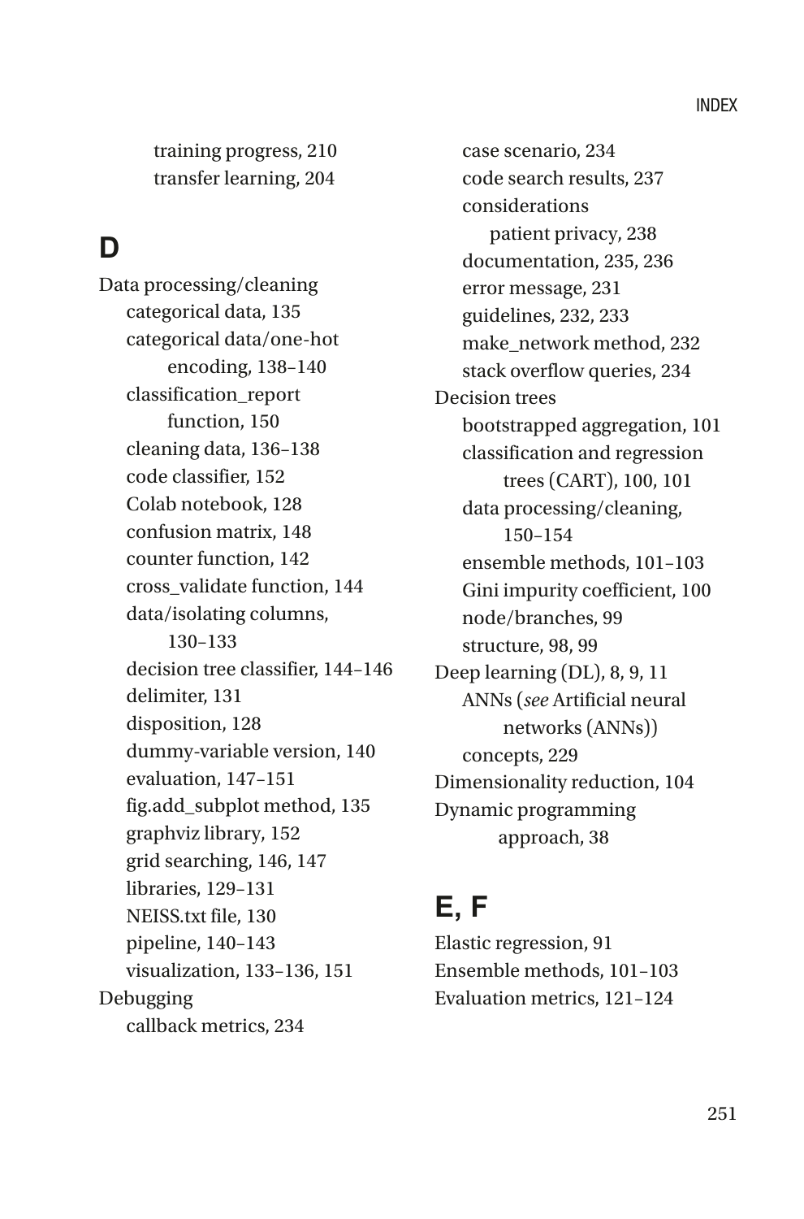- training progress, 210
- transfer learning, 204

## D

Data processing/cleaning
- categorical data, 135
- categorical data/one-hot encoding, 138–140
- classification_report function, 150
- cleaning data, 136–138
- code classifier, 152
- Colab notebook, 128
- confusion matrix, 148
- counter function, 142
- cross_validate function, 144
- data/isolating columns, 130–133
- decision tree classifier, 144–146
- delimiter, 131
- disposition, 128
- dummy-variable version, 140
- evaluation, 147–151
- fig.add_subplot method, 135
- graphviz library, 152
- grid searching, 146, 147
- libraries, 129–131
- NEISS.txt file, 130
- pipeline, 140–143
- visualization, 133–136, 151

Debugging
- callback metrics, 234
- case scenario, 234
- code search results, 237
- considerations
  - patient privacy, 238
- documentation, 235, 236
- error message, 231
- guidelines, 232, 233
- make_network method, 232
- stack overflow queries, 234

Decision trees
- bootstrapped aggregation, 101
- classification and regression trees (CART), 100, 101
- data processing/cleaning, 150–154
- ensemble methods, 101–103
- Gini impurity coefficient, 100
- node/branches, 99
- structure, 98, 99

Deep learning (DL), 8, 9, 11
- ANNs (*see* Artificial neural networks (ANNs))
- concepts, 229

Dimensionality reduction, 104

Dynamic programming approach, 38

## E, F

Elastic regression, 91

Ensemble methods, 101–103

Evaluation metrics, 121–124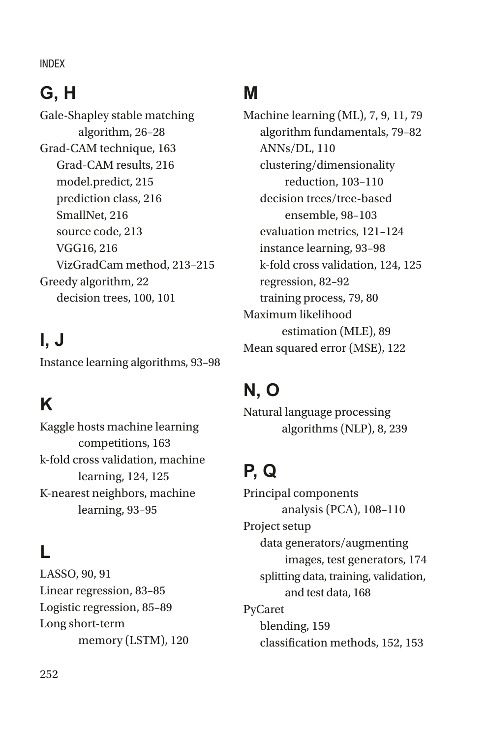## G, H

Gale-Shapley stable matching algorithm, 26–28
Grad-CAM technique, 163
- Grad-CAM results, 216
- model.predict, 215
- prediction class, 216
- SmallNet, 216
- source code, 213
- VGG16, 216
- VizGradCam method, 213–215

Greedy algorithm, 22
- decision trees, 100, 101

## I, J

Instance learning algorithms, 93–98

## K

Kaggle hosts machine learning competitions, 163
k-fold cross validation, machine learning, 124, 125
K-nearest neighbors, machine learning, 93–95

## L

LASSO, 90, 91
Linear regression, 83–85
Logistic regression, 85–89
Long short-term memory (LSTM), 120

## M

Machine learning (ML), 7, 9, 11, 79
- algorithm fundamentals, 79–82
- ANNs/DL, 110
- clustering/dimensionality reduction, 103–110
- decision trees/tree-based ensemble, 98–103
- evaluation metrics, 121–124
- instance learning, 93–98
- k-fold cross validation, 124, 125
- regression, 82–92
- training process, 79, 80

Maximum likelihood estimation (MLE), 89
Mean squared error (MSE), 122

## N, O

Natural language processing algorithms (NLP), 8, 239

## P, Q

Principal components analysis (PCA), 108–110
Project setup
- data generators/augmenting images, test generators, 174
- splitting data, training, validation, and test data, 168

PyCaret
- blending, 159
- classification methods, 152, 153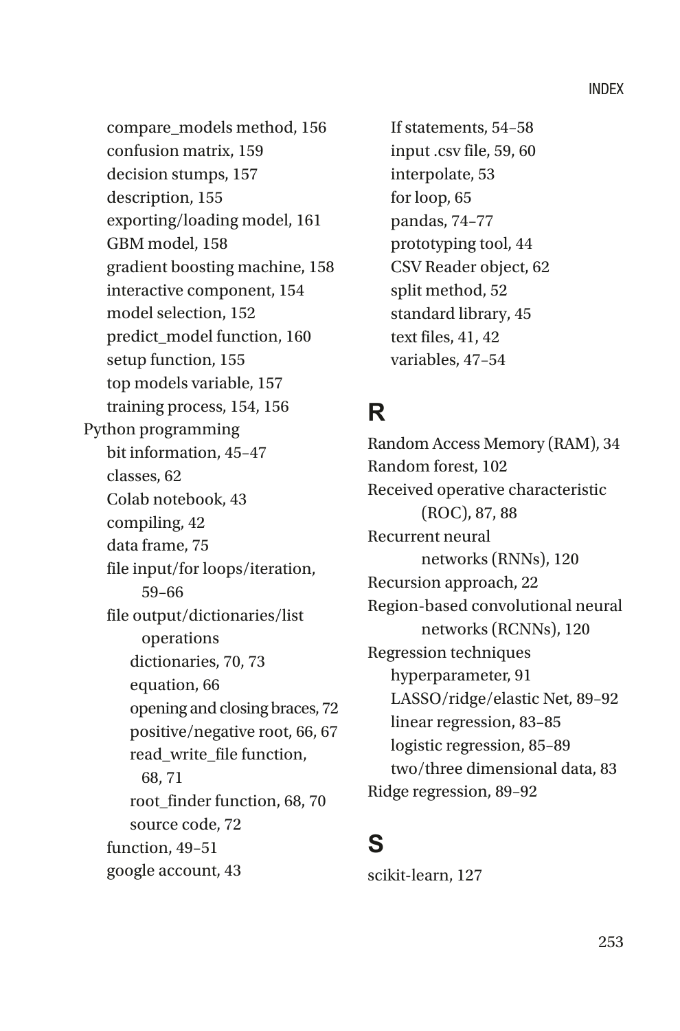compare_models method, 156
confusion matrix, 159
decision stumps, 157
description, 155
exporting/loading model, 161
GBM model, 158
gradient boosting machine, 158
interactive component, 154
model selection, 152
predict_model function, 160
setup function, 155
top models variable, 157
training process, 154, 156

Python programming
- bit information, 45–47
- classes, 62
- Colab notebook, 43
- compiling, 42
- data frame, 75
- file input/for loops/iteration, 59–66
- file output/dictionaries/list operations
  - dictionaries, 70, 73
  - equation, 66
  - opening and closing braces, 72
  - positive/negative root, 66, 67
  - read_write_file function, 68, 71
  - root_finder function, 68, 70
  - source code, 72
- function, 49–51
- google account, 43
- If statements, 54–58
- input .csv file, 59, 60
- interpolate, 53
- for loop, 65
- pandas, 74–77
- prototyping tool, 44
- CSV Reader object, 62
- split method, 52
- standard library, 45
- text files, 41, 42
- variables, 47–54

## R

Random Access Memory (RAM), 34
Random forest, 102
Received operative characteristic (ROC), 87, 88
Recurrent neural networks (RNNs), 120
Recursion approach, 22
Region-based convolutional neural networks (RCNNs), 120
Regression techniques
- hyperparameter, 91
- LASSO/ridge/elastic Net, 89–92
- linear regression, 83–85
- logistic regression, 85–89
- two/three dimensional data, 83

Ridge regression, 89–92

## S

scikit-learn, 127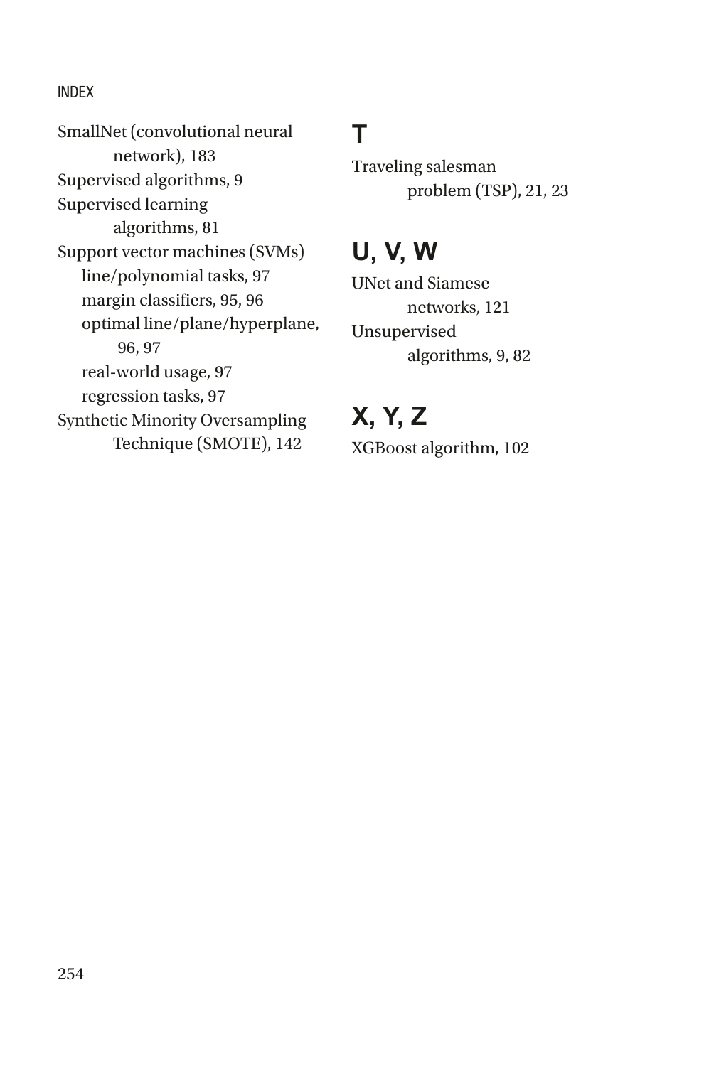SmallNet (convolutional neural network), 183
Supervised algorithms, 9
Supervised learning algorithms, 81
Support vector machines (SVMs)
- line/polynomial tasks, 97
- margin classifiers, 95, 96
- optimal line/plane/hyperplane, 96, 97
- real-world usage, 97
- regression tasks, 97

Synthetic Minority Oversampling Technique (SMOTE), 142

## T

Traveling salesman problem (TSP), 21, 23

## U, V, W

UNet and Siamese networks, 121
Unsupervised algorithms, 9, 82

## X, Y, Z

XGBoost algorithm, 102